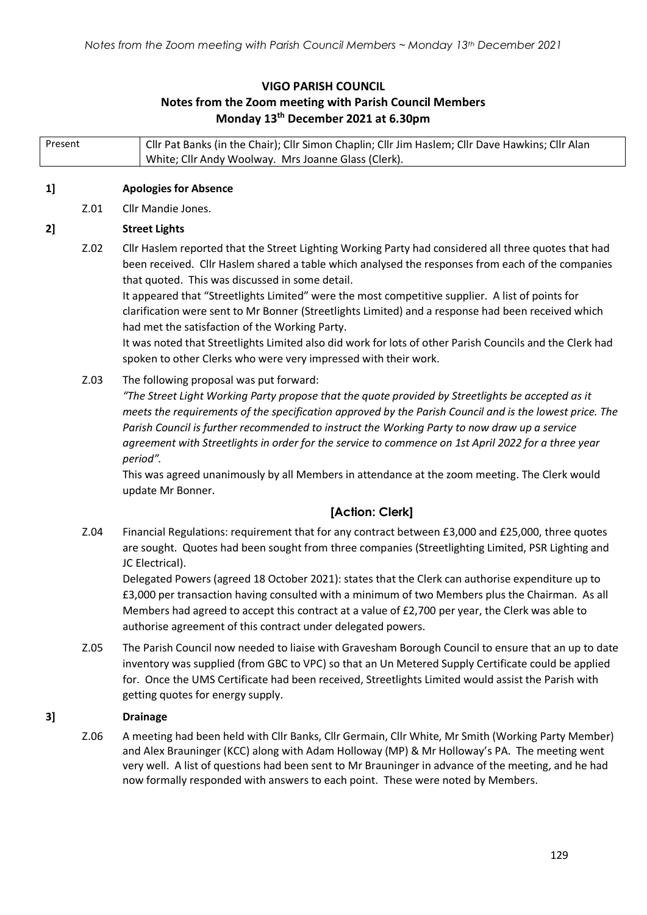# VIGO PARISH COUNCIL

## Notes from the Zoom meeting with Parish Council Members

## Monday 13th December 2021 at 6.30pm

| Present | Cllr Pat Banks (in the Chair); Cllr Simon Chaplin; Cllr Jim Haslem; Cllr Dave Hawkins; Cllr Alan White; Cllr Andy Woolway. Mrs Joanne Glass (Clerk). |
|---|---|

### 1] Apologies for Absence

Z.01 Cllr Mandie Jones.

### 2] Street Lights

Z.02 Cllr Haslem reported that the Street Lighting Working Party had considered all three quotes that had been received. Cllr Haslem shared a table which analysed the responses from each of the companies that quoted. This was discussed in some detail.

It appeared that "Streetlights Limited" were the most competitive supplier. A list of points for clarification were sent to Mr Bonner (Streetlights Limited) and a response had been received which had met the satisfaction of the Working Party.

It was noted that Streetlights Limited also did work for lots of other Parish Councils and the Clerk had spoken to other Clerks who were very impressed with their work.

Z.03 The following proposal was put forward:

*"The Street Light Working Party propose that the quote provided by Streetlights be accepted as it meets the requirements of the specification approved by the Parish Council and is the lowest price. The Parish Council is further recommended to instruct the Working Party to now draw up a service agreement with Streetlights in order for the service to commence on 1st April 2022 for a three year period".*

This was agreed unanimously by all Members in attendance at the zoom meeting. The Clerk would update Mr Bonner.

**[Action: Clerk]**

Z.04 Financial Regulations: requirement that for any contract between £3,000 and £25,000, three quotes are sought. Quotes had been sought from three companies (Streetlighting Limited, PSR Lighting and JC Electrical).

Delegated Powers (agreed 18 October 2021): states that the Clerk can authorise expenditure up to £3,000 per transaction having consulted with a minimum of two Members plus the Chairman. As all Members had agreed to accept this contract at a value of £2,700 per year, the Clerk was able to authorise agreement of this contract under delegated powers.

Z.05 The Parish Council now needed to liaise with Gravesham Borough Council to ensure that an up to date inventory was supplied (from GBC to VPC) so that an Un Metered Supply Certificate could be applied for. Once the UMS Certificate had been received, Streetlights Limited would assist the Parish with getting quotes for energy supply.

### 3] Drainage

Z.06 A meeting had been held with Cllr Banks, Cllr Germain, Cllr White, Mr Smith (Working Party Member) and Alex Brauninger (KCC) along with Adam Holloway (MP) & Mr Holloway's PA. The meeting went very well. A list of questions had been sent to Mr Brauninger in advance of the meeting, and he had now formally responded with answers to each point. These were noted by Members.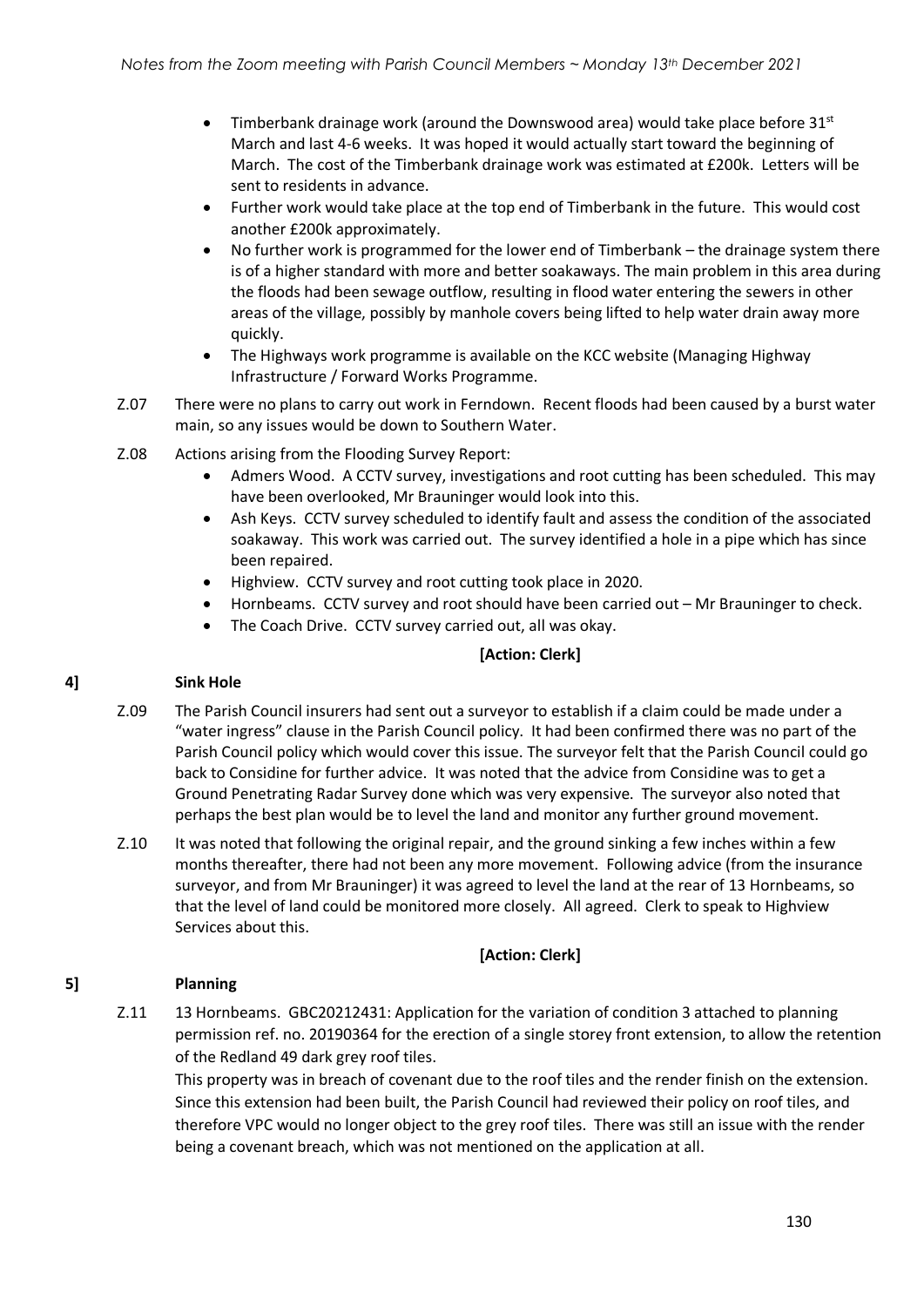- Timberbank drainage work (around the Downswood area) would take place before 31st March and last 4-6 weeks. It was hoped it would actually start toward the beginning of March. The cost of the Timberbank drainage work was estimated at £200k. Letters will be sent to residents in advance.
- Further work would take place at the top end of Timberbank in the future. This would cost another £200k approximately.
- No further work is programmed for the lower end of Timberbank – the drainage system there is of a higher standard with more and better soakaways. The main problem in this area during the floods had been sewage outflow, resulting in flood water entering the sewers in other areas of the village, possibly by manhole covers being lifted to help water drain away more quickly.
- The Highways work programme is available on the KCC website (Managing Highway Infrastructure / Forward Works Programme.

Z.07 There were no plans to carry out work in Ferndown. Recent floods had been caused by a burst water main, so any issues would be down to Southern Water.

Z.08 Actions arising from the Flooding Survey Report:

- Admers Wood. A CCTV survey, investigations and root cutting has been scheduled. This may have been overlooked, Mr Brauninger would look into this.
- Ash Keys. CCTV survey scheduled to identify fault and assess the condition of the associated soakaway. This work was carried out. The survey identified a hole in a pipe which has since been repaired.
- Highview. CCTV survey and root cutting took place in 2020.
- Hornbeams. CCTV survey and root should have been carried out – Mr Brauninger to check.
- The Coach Drive. CCTV survey carried out, all was okay.

**[Action: Clerk]**

## 4] Sink Hole

Z.09 The Parish Council insurers had sent out a surveyor to establish if a claim could be made under a "water ingress" clause in the Parish Council policy. It had been confirmed there was no part of the Parish Council policy which would cover this issue. The surveyor felt that the Parish Council could go back to Considine for further advice. It was noted that the advice from Considine was to get a Ground Penetrating Radar Survey done which was very expensive. The surveyor also noted that perhaps the best plan would be to level the land and monitor any further ground movement.

Z.10 It was noted that following the original repair, and the ground sinking a few inches within a few months thereafter, there had not been any more movement. Following advice (from the insurance surveyor, and from Mr Brauninger) it was agreed to level the land at the rear of 13 Hornbeams, so that the level of land could be monitored more closely. All agreed. Clerk to speak to Highview Services about this.

**[Action: Clerk]**

## 5] Planning

Z.11 13 Hornbeams. GBC20212431: Application for the variation of condition 3 attached to planning permission ref. no. 20190364 for the erection of a single storey front extension, to allow the retention of the Redland 49 dark grey roof tiles.

This property was in breach of covenant due to the roof tiles and the render finish on the extension. Since this extension had been built, the Parish Council had reviewed their policy on roof tiles, and therefore VPC would no longer object to the grey roof tiles. There was still an issue with the render being a covenant breach, which was not mentioned on the application at all.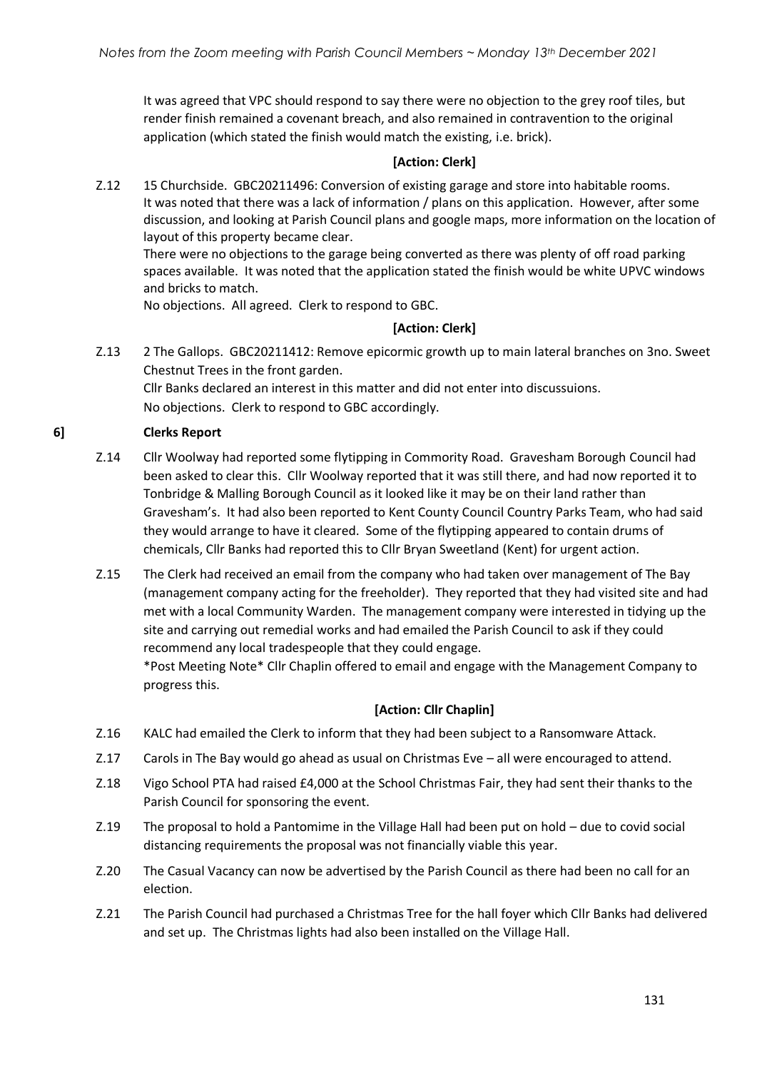It was agreed that VPC should respond to say there were no objection to the grey roof tiles, but render finish remained a covenant breach, and also remained in contravention to the original application (which stated the finish would match the existing, i.e. brick).

**[Action: Clerk]**

Z.12 15 Churchside. GBC20211496: Conversion of existing garage and store into habitable rooms. It was noted that there was a lack of information / plans on this application. However, after some discussion, and looking at Parish Council plans and google maps, more information on the location of layout of this property became clear.
There were no objections to the garage being converted as there was plenty of off road parking spaces available. It was noted that the application stated the finish would be white UPVC windows and bricks to match.
No objections. All agreed. Clerk to respond to GBC.

**[Action: Clerk]**

Z.13 2 The Gallops. GBC20211412: Remove epicormic growth up to main lateral branches on 3no. Sweet Chestnut Trees in the front garden.
Cllr Banks declared an interest in this matter and did not enter into discussuions.
No objections. Clerk to respond to GBC accordingly.

## 6] Clerks Report

Z.14 Cllr Woolway had reported some flytipping in Commority Road. Gravesham Borough Council had been asked to clear this. Cllr Woolway reported that it was still there, and had now reported it to Tonbridge & Malling Borough Council as it looked like it may be on their land rather than Gravesham's. It had also been reported to Kent County Council Country Parks Team, who had said they would arrange to have it cleared. Some of the flytipping appeared to contain drums of chemicals, Cllr Banks had reported this to Cllr Bryan Sweetland (Kent) for urgent action.

Z.15 The Clerk had received an email from the company who had taken over management of The Bay (management company acting for the freeholder). They reported that they had visited site and had met with a local Community Warden. The management company were interested in tidying up the site and carrying out remedial works and had emailed the Parish Council to ask if they could recommend any local tradespeople that they could engage.
*Post Meeting Note* Cllr Chaplin offered to email and engage with the Management Company to progress this.

**[Action: Cllr Chaplin]**

Z.16 KALC had emailed the Clerk to inform that they had been subject to a Ransomware Attack.

Z.17 Carols in The Bay would go ahead as usual on Christmas Eve – all were encouraged to attend.

Z.18 Vigo School PTA had raised £4,000 at the School Christmas Fair, they had sent their thanks to the Parish Council for sponsoring the event.

Z.19 The proposal to hold a Pantomime in the Village Hall had been put on hold – due to covid social distancing requirements the proposal was not financially viable this year.

Z.20 The Casual Vacancy can now be advertised by the Parish Council as there had been no call for an election.

Z.21 The Parish Council had purchased a Christmas Tree for the hall foyer which Cllr Banks had delivered and set up. The Christmas lights had also been installed on the Village Hall.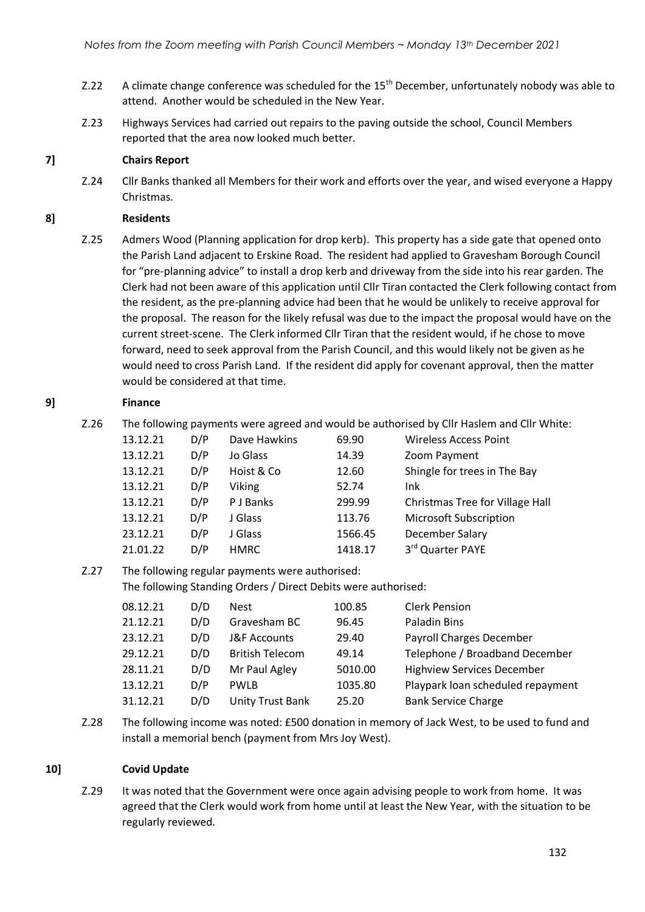- Z.22 A climate change conference was scheduled for the 15th December, unfortunately nobody was able to attend. Another would be scheduled in the New Year.
- Z.23 Highways Services had carried out repairs to the paving outside the school, Council Members reported that the area now looked much better.

## 7] Chairs Report

Z.24 Cllr Banks thanked all Members for their work and efforts over the year, and wised everyone a Happy Christmas.

## 8] Residents

Z.25 Admers Wood (Planning application for drop kerb). This property has a side gate that opened onto the Parish Land adjacent to Erskine Road. The resident had applied to Gravesham Borough Council for "pre-planning advice" to install a drop kerb and driveway from the side into his rear garden. The Clerk had not been aware of this application until Cllr Tiran contacted the Clerk following contact from the resident, as the pre-planning advice had been that he would be unlikely to receive approval for the proposal. The reason for the likely refusal was due to the impact the proposal would have on the current street-scene. The Clerk informed Cllr Tiran that the resident would, if he chose to move forward, need to seek approval from the Parish Council, and this would likely not be given as he would need to cross Parish Land. If the resident did apply for covenant approval, then the matter would be considered at that time.

## 9] Finance

Z.26 The following payments were agreed and would be authorised by Cllr Haslem and Cllr White:

| Date | Type | Payee | Amount | Description |
|---|---|---|---|---|
| 13.12.21 | D/P | Dave Hawkins | 69.90 | Wireless Access Point |
| 13.12.21 | D/P | Jo Glass | 14.39 | Zoom Payment |
| 13.12.21 | D/P | Hoist & Co | 12.60 | Shingle for trees in The Bay |
| 13.12.21 | D/P | Viking | 52.74 | Ink |
| 13.12.21 | D/P | P J Banks | 299.99 | Christmas Tree for Village Hall |
| 13.12.21 | D/P | J Glass | 113.76 | Microsoft Subscription |
| 23.12.21 | D/P | J Glass | 1566.45 | December Salary |
| 21.01.22 | D/P | HMRC | 1418.17 | 3rd Quarter PAYE |

Z.27 The following regular payments were authorised:
The following Standing Orders / Direct Debits were authorised:

| Date | Type | Payee | Amount | Description |
|---|---|---|---|---|
| 08.12.21 | D/D | Nest | 100.85 | Clerk Pension |
| 21.12.21 | D/D | Gravesham BC | 96.45 | Paladin Bins |
| 23.12.21 | D/D | J&F Accounts | 29.40 | Payroll Charges December |
| 29.12.21 | D/D | British Telecom | 49.14 | Telephone / Broadband December |
| 28.11.21 | D/D | Mr Paul Agley | 5010.00 | Highview Services December |
| 13.12.21 | D/P | PWLB | 1035.80 | Playpark loan scheduled repayment |
| 31.12.21 | D/D | Unity Trust Bank | 25.20 | Bank Service Charge |

Z.28 The following income was noted: £500 donation in memory of Jack West, to be used to fund and install a memorial bench (payment from Mrs Joy West).

## 10] Covid Update

Z.29 It was noted that the Government were once again advising people to work from home. It was agreed that the Clerk would work from home until at least the New Year, with the situation to be regularly reviewed.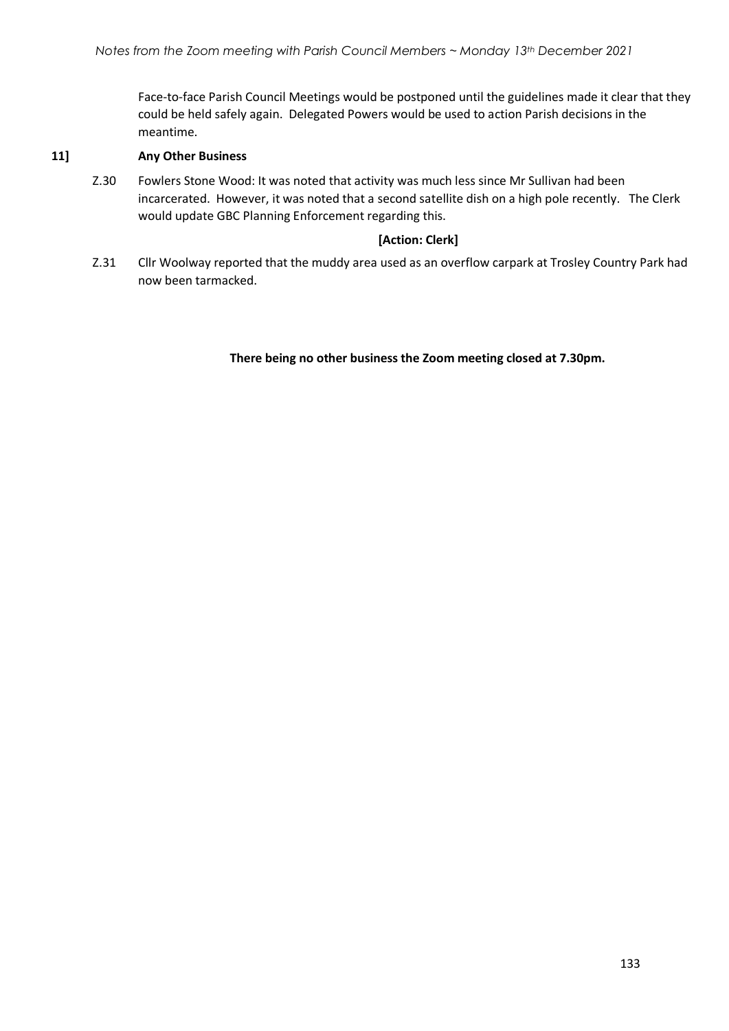Face-to-face Parish Council Meetings would be postponed until the guidelines made it clear that they could be held safely again. Delegated Powers would be used to action Parish decisions in the meantime.

**11] Any Other Business**

Z.30 Fowlers Stone Wood: It was noted that activity was much less since Mr Sullivan had been incarcerated. However, it was noted that a second satellite dish on a high pole recently. The Clerk would update GBC Planning Enforcement regarding this.

**[Action: Clerk]**

Z.31 Cllr Woolway reported that the muddy area used as an overflow carpark at Trosley Country Park had now been tarmacked.

**There being no other business the Zoom meeting closed at 7.30pm.**